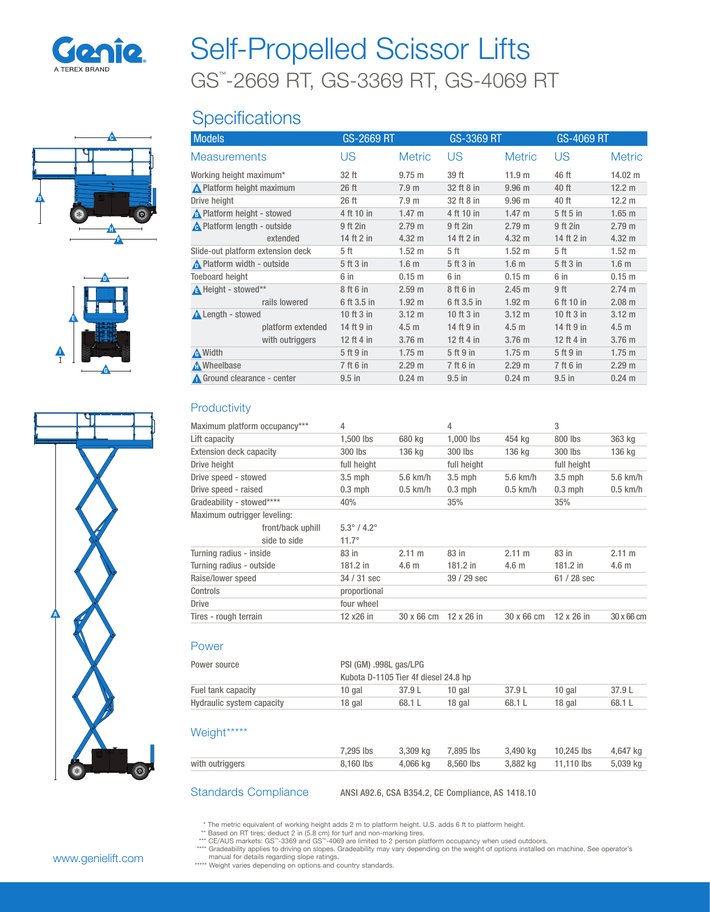# Self-Propelled Scissor Lifts

## GS™-2669 RT, GS-3369 RT, GS-4069 RT

## Specifications

| Models | GS-2669 RT | | GS-3369 RT | | GS-4069 RT | |
|---|---|---|---|---|---|---|
| **Measurements** | **US** | **Metric** | **US** | **Metric** | **US** | **Metric** |
| Working height maximum* | 32 ft | 9.75 m | 39 ft | 11.9 m | 46 ft | 14.02 m |
| A Platform height maximum | 26 ft | 7.9 m | 32 ft 8 in | 9.96 m | 40 ft | 12.2 m |
| Drive height | 26 ft | 7.9 m | 32 ft 8 in | 9.96 m | 40 ft | 12.2 m |
| B Platform height - stowed | 4 ft 10 in | 1.47 m | 4 ft 10 in | 1.47 m | 5 ft 5 in | 1.65 m |
| C Platform length - outside | 9 ft 2in | 2.79 m | 9 ft 2in | 2.79 m | 9 ft 2in | 2.79 m |
| extended | 14 ft 2 in | 4.32 m | 14 ft 2 in | 4.32 m | 14 ft 2 in | 4.32 m |
| Slide-out platform extension deck | 5 ft | 1.52 m | 5 ft | 1.52 m | 5 ft | 1.52 m |
| D Platform width - outside | 5 ft 3 in | 1.6 m | 5 ft 3 in | 1.6 m | 5 ft 3 in | 1.6 m |
| Toeboard height | 6 in | 0.15 m | 6 in | 0.15 m | 6 in | 0.15 m |
| E Height - stowed** | 8 ft 6 in | 2.59 m | 8 ft 6 in | 2.45 m | 9 ft | 2.74 m |
| rails lowered | 6 ft 3.5 in | 1.92 m | 6 ft 3.5 in | 1.92 m | 6 ft 10 in | 2.08 m |
| F Length - stowed | 10 ft 3 in | 3.12 m | 10 ft 3 in | 3.12 m | 10 ft 3 in | 3.12 m |
| platform extended | 14 ft 9 in | 4.5 m | 14 ft 9 in | 4.5 m | 14 ft 9 in | 4.5 m |
| with outriggers | 12 ft 4 in | 3.76 m | 12 ft 4 in | 3.76 m | 12 ft 4 in | 3.76 m |
| G Width | 5 ft 9 in | 1.75 m | 5 ft 9 in | 1.75 m | 5 ft 9 in | 1.75 m |
| H Wheelbase | 7 ft 6 in | 2.29 m | 7 ft 6 in | 2.29 m | 7 ft 6 in | 2.29 m |
| I Ground clearance - center | 9.5 in | 0.24 m | 9.5 in | 0.24 m | 9.5 in | 0.24 m |

### Productivity

| | GS-2669 RT | | GS-3369 RT | | GS-4069 RT | |
|---|---|---|---|---|---|---|
| Maximum platform occupancy*** | 4 | | 4 | | 3 | |
| Lift capacity | 1,500 lbs | 680 kg | 1,000 lbs | 454 kg | 800 lbs | 363 kg |
| Extension deck capacity | 300 lbs | 136 kg | 300 lbs | 136 kg | 300 lbs | 136 kg |
| Drive height | full height | | full height | | full height | |
| Drive speed - stowed | 3.5 mph | 5.6 km/h | 3.5 mph | 5.6 km/h | 3.5 mph | 5.6 km/h |
| Drive speed - raised | 0.3 mph | 0.5 km/h | 0.3 mph | 0.5 km/h | 0.3 mph | 0.5 km/h |
| Gradeability - stowed**** | 40% | | 35% | | 35% | |
| Maximum outrigger leveling: | | | | | | |
| front/back uphill | 5.3° / 4.2° | | | | | |
| side to side | 11.7° | | | | | |
| Turning radius - inside | 83 in | 2.11 m | 83 in | 2.11 m | 83 in | 2.11 m |
| Turning radius - outside | 181.2 in | 4.6 m | 181.2 in | 4.6 m | 181.2 in | 4.6 m |
| Raise/lower speed | 34 / 31 sec | | 39 / 29 sec | | 61 / 28 sec | |
| Controls | proportional | | | | | |
| Drive | four wheel | | | | | |
| Tires - rough terrain | 12 x26 in | 30 x 66 cm | 12 x 26 in | 30 x 66 cm | 12 x 26 in | 30 x 66 cm |

### Power

| | GS-2669 RT | | GS-3369 RT | | GS-4069 RT | |
|---|---|---|---|---|---|---|
| Power source | PSI (GM) .998L gas/LPG | | | | | |
| | Kubota D-1105 Tier 4f diesel 24.8 hp | | | | | |
| Fuel tank capacity | 10 gal | 37.9 L | 10 gal | 37.9 L | 10 gal | 37.9 L |
| Hydraulic system capacity | 18 gal | 68.1 L | 18 gal | 68.1 L | 18 gal | 68.1 L |

### Weight*****

| | GS-2669 RT | | GS-3369 RT | | GS-4069 RT | |
|---|---|---|---|---|---|---|
| | 7,295 lbs | 3,309 kg | 7,895 lbs | 3,490 kg | 10,245 lbs | 4,647 kg |
| with outriggers | 8,160 lbs | 4,066 kg | 8,560 lbs | 3,882 kg | 11,110 lbs | 5,039 kg |

### Standards Compliance

ANSI A92.6, CSA B354.2, CE Compliance, AS 1418.10

\* The metric equivalent of working height adds 2 m to platform height. U.S. adds 6 ft to platform height.
** Based on RT tires; deduct 2 in (5.8 cm) for turf and non-marking tires.
*** CE/AUS markets: GS™-3369 and GS™-4069 are limited to 2 person platform occupancy when used outdoors.
**** Gradeability applies to driving on slopes. Gradeability may vary depending on the weight of options installed on machine. See operator's manual for details regarding slope ratings.
***** Weight varies depending on options and country standards.

www.genielift.com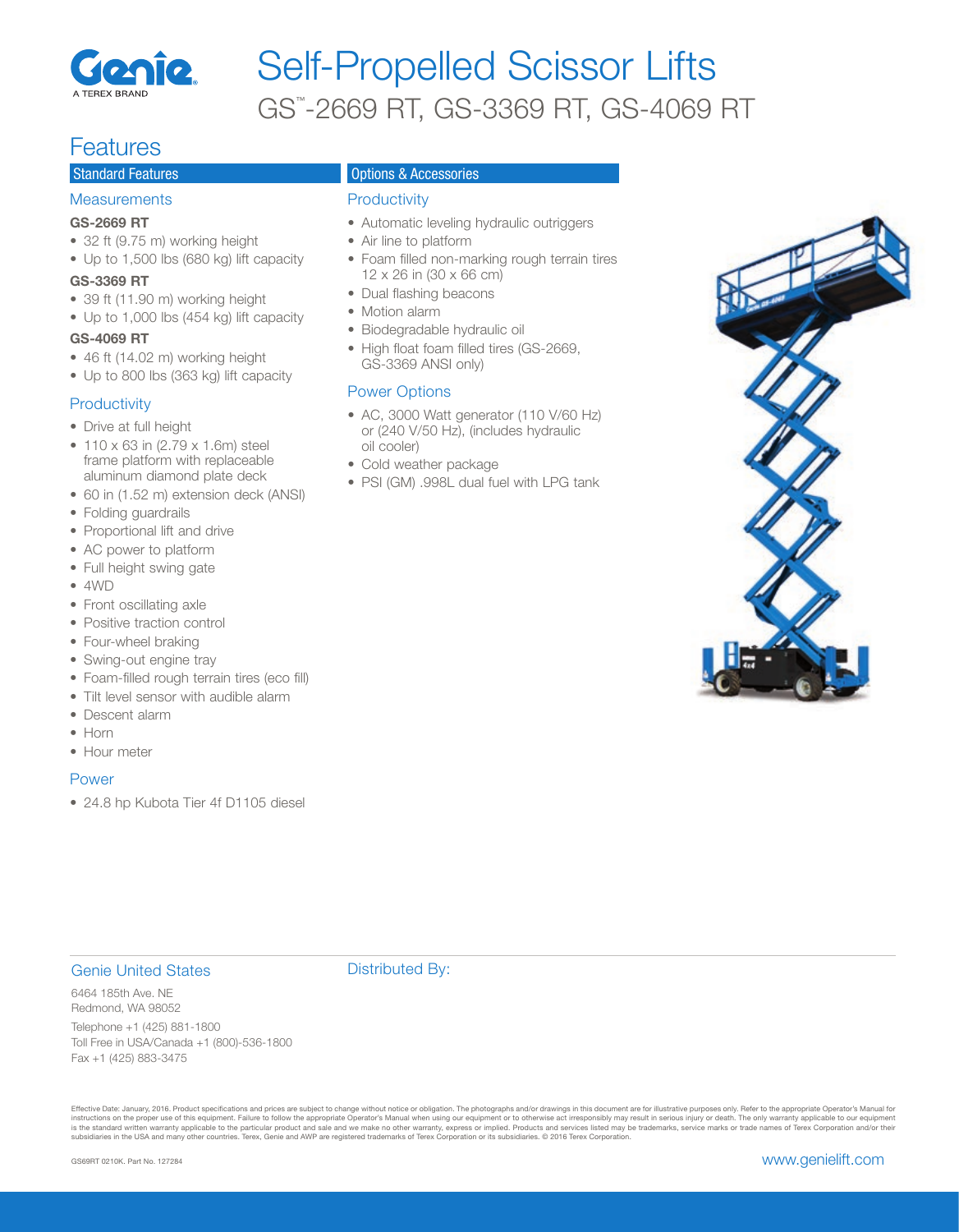# Self-Propelled Scissor Lifts

## GS™-2669 RT, GS-3369 RT, GS-4069 RT

## Features

### Standard Features

#### Measurements

**GS-2669 RT**

- 32 ft (9.75 m) working height
- Up to 1,500 lbs (680 kg) lift capacity

**GS-3369 RT**

- 39 ft (11.90 m) working height
- Up to 1,000 lbs (454 kg) lift capacity

**GS-4069 RT**

- 46 ft (14.02 m) working height
- Up to 800 lbs (363 kg) lift capacity

#### Productivity

- Drive at full height
- 110 x 63 in (2.79 x 1.6m) steel frame platform with replaceable aluminum diamond plate deck
- 60 in (1.52 m) extension deck (ANSI)
- Folding guardrails
- Proportional lift and drive
- AC power to platform
- Full height swing gate
- 4WD
- Front oscillating axle
- Positive traction control
- Four-wheel braking
- Swing-out engine tray
- Foam-filled rough terrain tires (eco fill)
- Tilt level sensor with audible alarm
- Descent alarm
- Horn
- Hour meter

#### Power

- 24.8 hp Kubota Tier 4f D1105 diesel

### Options & Accessories

#### Productivity

- Automatic leveling hydraulic outriggers
- Air line to platform
- Foam filled non-marking rough terrain tires 12 x 26 in (30 x 66 cm)
- Dual flashing beacons
- Motion alarm
- Biodegradable hydraulic oil
- High float foam filled tires (GS-2669, GS-3369 ANSI only)

#### Power Options

- AC, 3000 Watt generator (110 V/60 Hz) or (240 V/50 Hz), (includes hydraulic oil cooler)
- Cold weather package
- PSI (GM) .998L dual fuel with LPG tank

---

**Genie United States**

6464 185th Ave. NE
Redmond, WA 98052

Telephone +1 (425) 881-1800
Toll Free in USA/Canada +1 (800)-536-1800
Fax +1 (425) 883-3475

Distributed By:

Effective Date: January, 2016. Product specifications and prices are subject to change without notice or obligation. The photographs and/or drawings in this document are for illustrative purposes only. Refer to the appropriate Operator's Manual for instructions on the proper use of this equipment. Failure to follow the appropriate Operator's Manual when using our equipment or to otherwise act irresponsibly may result in serious injury or death. The only warranty applicable to our equipment is the standard written warranty applicable to the particular product and sale and we make no other warranty, express or implied. Products and services listed may be trademarks, service marks or trade names of Terex Corporation and/or their subsidiaries in the USA and many other countries. Terex, Genie and AWP are registered trademarks of Terex Corporation or its subsidiaries. © 2016 Terex Corporation.

GS69RT 0210K. Part No. 127284

www.genielift.com